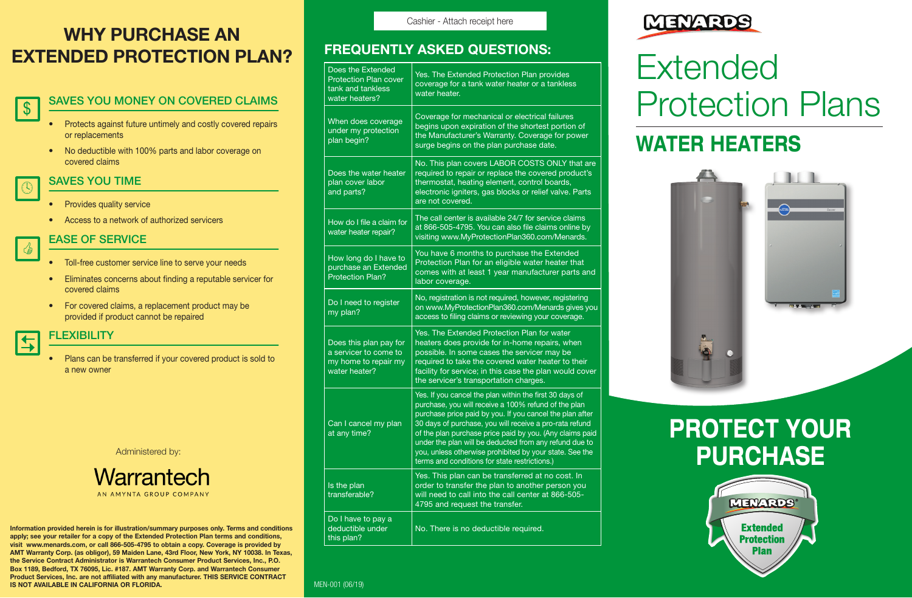# WHY PURCHASE AN EXTENDED PROTECTION PLAN?

## SAVES YOU MONEY ON COVERED CLAIMS

- Protects against future untimely and costly covered repairs or replacements
- No deductible with 100% parts and labor coverage on covered claims

## SAVES YOU TIME

- Provides quality service
- Access to a network of authorized servicers

## EASE OF SERVICE

- Toll-free customer service line to serve your needs
- Eliminates concerns about finding a reputable servicer for covered claims
- For covered claims, a replacement product may be provided if product cannot be repaired

## FLEXIBILITY

- Plans can be transferred if your covered product is sold to a new owner

Administered by:

Warrantech
AN AMYNTA GROUP COMPANY

**Information provided herein is for illustration/summary purposes only. Terms and conditions apply; see your retailer for a copy of the Extended Protection Plan terms and conditions, visit www.menards.com, or call 866-505-4795 to obtain a copy. Coverage is provided by AMT Warranty Corp. (as obligor), 59 Maiden Lane, 43rd Floor, New York, NY 10038. In Texas, the Service Contract Administrator is Warrantech Consumer Product Services, Inc., P.O. Box 1189, Bedford, TX 76095, Lic. #187. AMT Warranty Corp. and Warrantech Consumer Product Services, Inc. are not affiliated with any manufacturer. THIS SERVICE CONTRACT IS NOT AVAILABLE IN CALIFORNIA OR FLORIDA.**

Cashier - Attach receipt here

## FREQUENTLY ASKED QUESTIONS:

| | |
|---|---|
| Does the Extended Protection Plan cover tank and tankless water heaters? | Yes. The Extended Protection Plan provides coverage for a tank water heater or a tankless water heater. |
| When does coverage under my protection plan begin? | Coverage for mechanical or electrical failures begins upon expiration of the shortest portion of the Manufacturer's Warranty. Coverage for power surge begins on the plan purchase date. |
| Does the water heater plan cover labor and parts? | No. This plan covers LABOR COSTS ONLY that are required to repair or replace the covered product's thermostat, heating element, control boards, electronic igniters, gas blocks or relief valve. Parts are not covered. |
| How do I file a claim for water heater repair? | The call center is available 24/7 for service claims at 866-505-4795. You can also file claims online by visiting www.MyProtectionPlan360.com/Menards. |
| How long do I have to purchase an Extended Protection Plan? | You have 6 months to purchase the Extended Protection Plan for an eligible water heater that comes with at least 1 year manufacturer parts and labor coverage. |
| Do I need to register my plan? | No, registration is not required, however, registering on www.MyProtectionPlan360.com/Menards gives you access to filing claims or reviewing your coverage. |
| Does this plan pay for a servicer to come to my home to repair my water heater? | Yes. The Extended Protection Plan for water heaters does provide for in-home repairs, when possible. In some cases the servicer may be required to take the covered water heater to their facility for service; in this case the plan would cover the servicer's transportation charges. |
| Can I cancel my plan at any time? | Yes. If you cancel the plan within the first 30 days of purchase, you will receive a 100% refund of the plan purchase price paid by you. If you cancel the plan after 30 days of purchase, you will receive a pro-rata refund of the plan purchase price paid by you. (Any claims paid under the plan will be deducted from any refund due to you, unless otherwise prohibited by your state. See the terms and conditions for state restrictions.) |
| Is the plan transferable? | Yes. This plan can be transferred at no cost. In order to transfer the plan to another person you will need to call into the call center at 866-505-4795 and request the transfer. |
| Do I have to pay a deductible under this plan? | No. There is no deductible required. |

MEN-001 (06/19)

MENARDS

# Extended Protection Plans

## WATER HEATERS

## PROTECT YOUR PURCHASE

MENARDS® Extended Protection Plan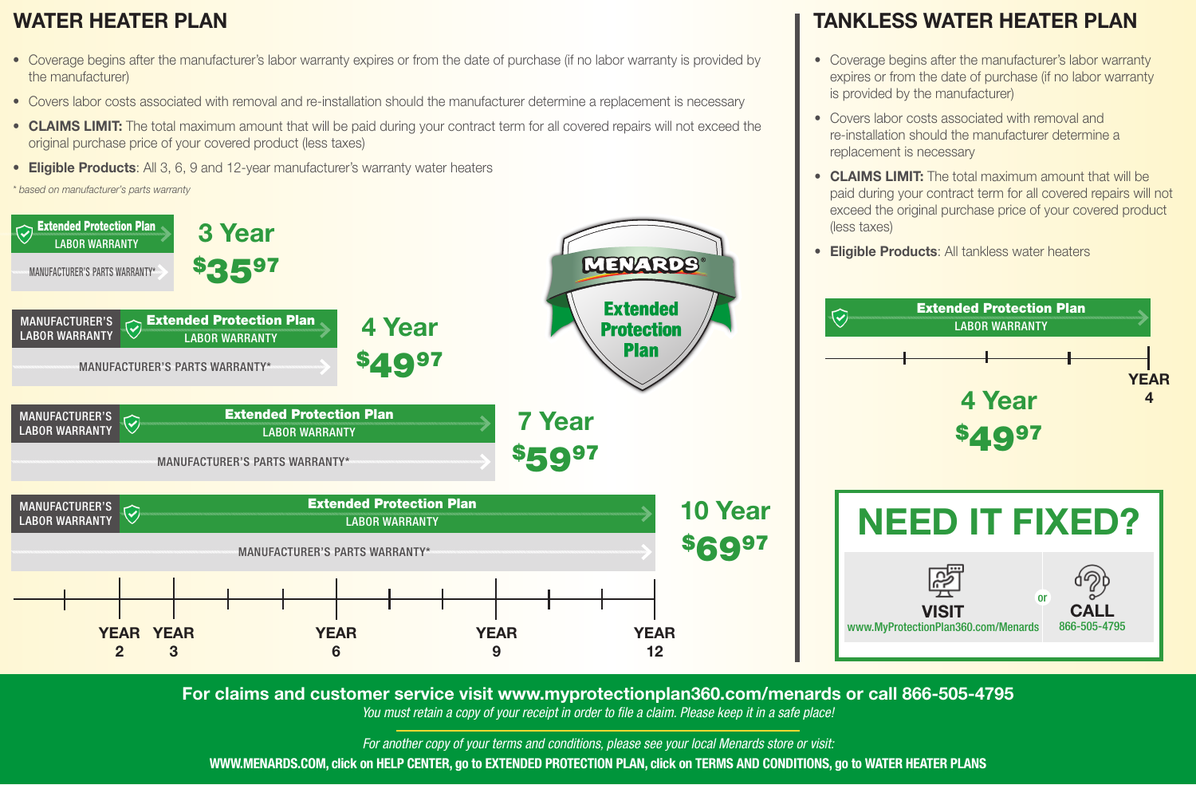## WATER HEATER PLAN

- Coverage begins after the manufacturer's labor warranty expires or from the date of purchase (if no labor warranty is provided by the manufacturer)
- Covers labor costs associated with removal and re-installation should the manufacturer determine a replacement is necessary
- **CLAIMS LIMIT:** The total maximum amount that will be paid during your contract term for all covered repairs will not exceed the original purchase price of your covered product (less taxes)
- **Eligible Products**: All 3, 6, 9 and 12-year manufacturer's warranty water heaters

*\* based on manufacturer's parts warranty*

Extended Protection Plan
LABOR WARRANTY
MANUFACTURER'S PARTS WARRANTY*

**3 Year**
**$35.97**

MANUFACTURER'S LABOR WARRANTY
Extended Protection Plan
LABOR WARRANTY
MANUFACTURER'S PARTS WARRANTY*

**4 Year**
**$49.97**

MANUFACTURER'S LABOR WARRANTY
Extended Protection Plan
LABOR WARRANTY
MANUFACTURER'S PARTS WARRANTY*

**7 Year**
**$59.97**

MANUFACTURER'S LABOR WARRANTY
Extended Protection Plan
LABOR WARRANTY
MANUFACTURER'S PARTS WARRANTY*

**10 Year**
**$69.97**

YEAR 2
YEAR 3
YEAR 6
YEAR 9
YEAR 12

MENARDS® Extended Protection Plan

## TANKLESS WATER HEATER PLAN

- Coverage begins after the manufacturer's labor warranty expires or from the date of purchase (if no labor warranty is provided by the manufacturer)
- Covers labor costs associated with removal and re-installation should the manufacturer determine a replacement is necessary
- **CLAIMS LIMIT:** The total maximum amount that will be paid during your contract term for all covered repairs will not exceed the original purchase price of your covered product (less taxes)
- **Eligible Products**: All tankless water heaters

Extended Protection Plan
LABOR WARRANTY

YEAR 4

**4 Year**
**$49.97**

## NEED IT FIXED?

**VISIT**
www.MyProtectionPlan360.com/Menards

or

**CALL**
866-505-4795

**For claims and customer service visit www.myprotectionplan360.com/menards or call 866-505-4795**

*You must retain a copy of your receipt in order to file a claim. Please keep it in a safe place!*

*For another copy of your terms and conditions, please see your local Menards store or visit:*

**WWW.MENARDS.COM, click on HELP CENTER, go to EXTENDED PROTECTION PLAN, click on TERMS AND CONDITIONS, go to WATER HEATER PLANS**